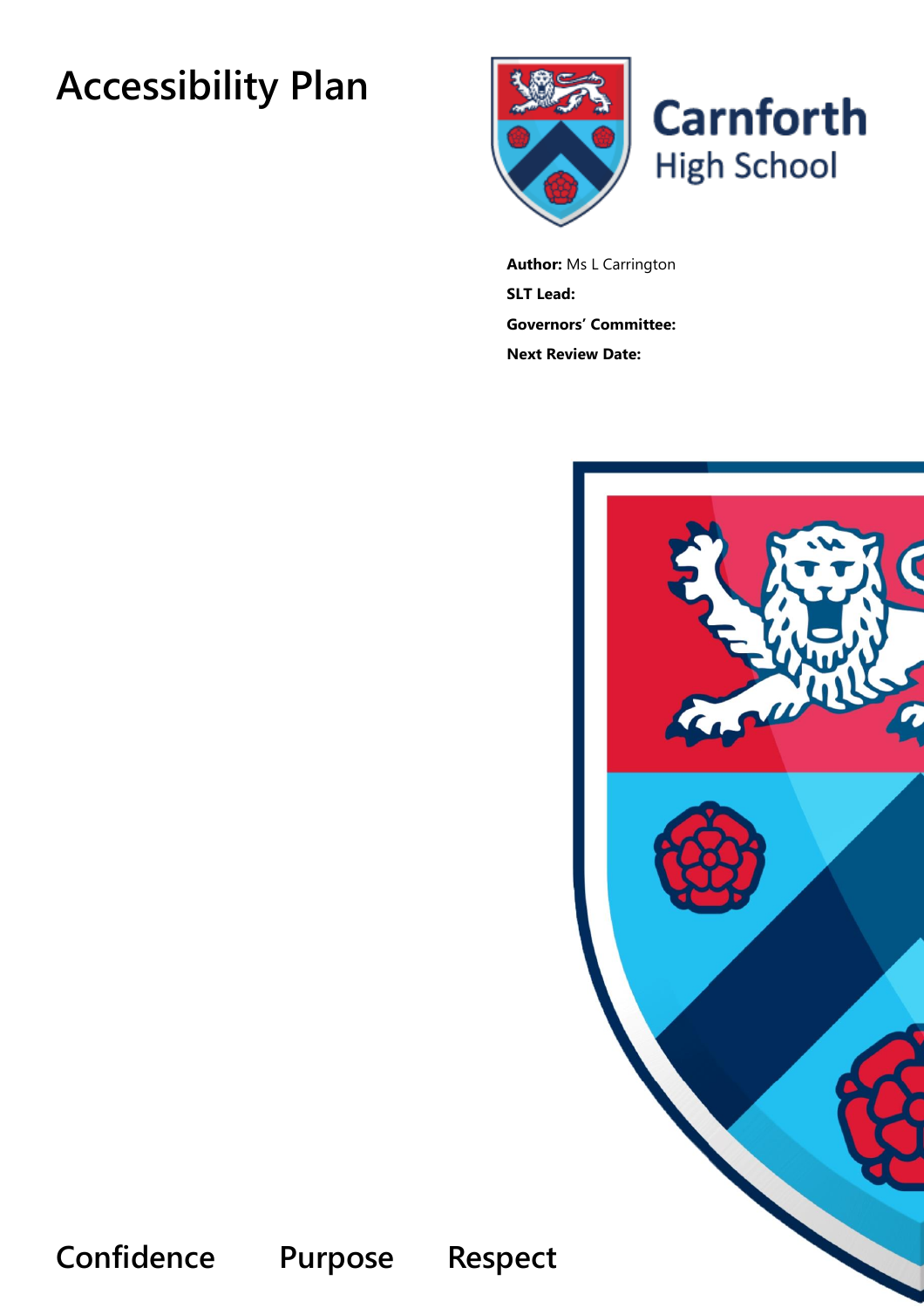# Accessibility Plan

Carnforth High School

**Author:** Ms L Carrington

**SLT Lead:**

**Governors' Committee:**

**Next Review Date:**

Confidence Purpose Respect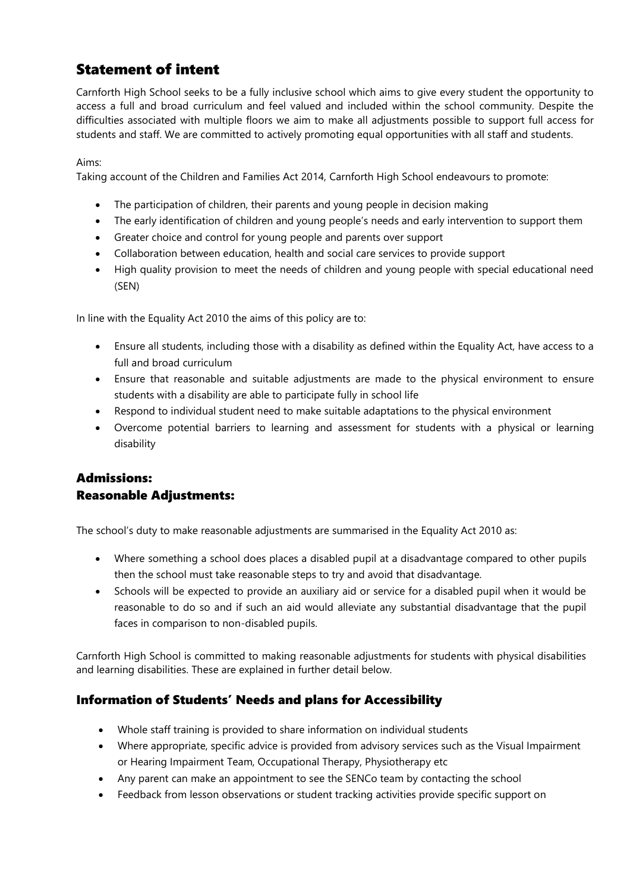## Statement of intent

Carnforth High School seeks to be a fully inclusive school which aims to give every student the opportunity to access a full and broad curriculum and feel valued and included within the school community. Despite the difficulties associated with multiple floors we aim to make all adjustments possible to support full access for students and staff. We are committed to actively promoting equal opportunities with all staff and students.

Aims:
Taking account of the Children and Families Act 2014, Carnforth High School endeavours to promote:

- The participation of children, their parents and young people in decision making
- The early identification of children and young people's needs and early intervention to support them
- Greater choice and control for young people and parents over support
- Collaboration between education, health and social care services to provide support
- High quality provision to meet the needs of children and young people with special educational need (SEN)

In line with the Equality Act 2010 the aims of this policy are to:

- Ensure all students, including those with a disability as defined within the Equality Act, have access to a full and broad curriculum
- Ensure that reasonable and suitable adjustments are made to the physical environment to ensure students with a disability are able to participate fully in school life
- Respond to individual student need to make suitable adaptations to the physical environment
- Overcome potential barriers to learning and assessment for students with a physical or learning disability

### Admissions:
### Reasonable Adjustments:

The school's duty to make reasonable adjustments are summarised in the Equality Act 2010 as:

- Where something a school does places a disabled pupil at a disadvantage compared to other pupils then the school must take reasonable steps to try and avoid that disadvantage.
- Schools will be expected to provide an auxiliary aid or service for a disabled pupil when it would be reasonable to do so and if such an aid would alleviate any substantial disadvantage that the pupil faces in comparison to non-disabled pupils.

Carnforth High School is committed to making reasonable adjustments for students with physical disabilities and learning disabilities. These are explained in further detail below.

## Information of Students' Needs and plans for Accessibility

- Whole staff training is provided to share information on individual students
- Where appropriate, specific advice is provided from advisory services such as the Visual Impairment or Hearing Impairment Team, Occupational Therapy, Physiotherapy etc
- Any parent can make an appointment to see the SENCo team by contacting the school
- Feedback from lesson observations or student tracking activities provide specific support on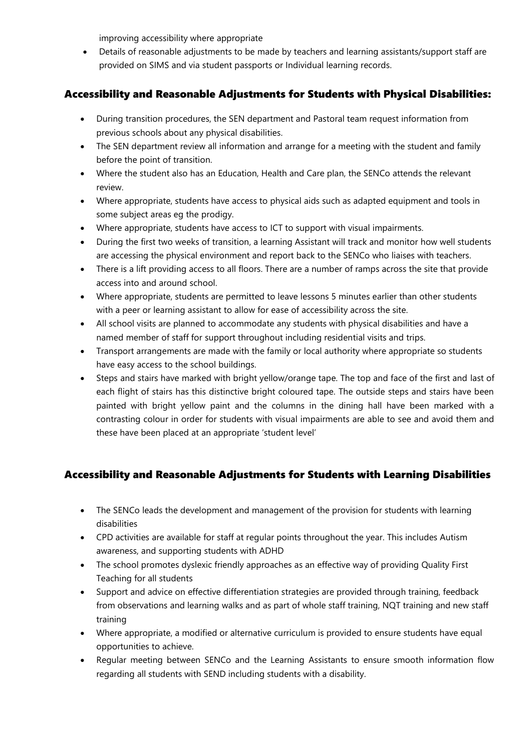improving accessibility where appropriate

- Details of reasonable adjustments to be made by teachers and learning assistants/support staff are provided on SIMS and via student passports or Individual learning records.

## Accessibility and Reasonable Adjustments for Students with Physical Disabilities:

- During transition procedures, the SEN department and Pastoral team request information from previous schools about any physical disabilities.
- The SEN department review all information and arrange for a meeting with the student and family before the point of transition.
- Where the student also has an Education, Health and Care plan, the SENCo attends the relevant review.
- Where appropriate, students have access to physical aids such as adapted equipment and tools in some subject areas eg the prodigy.
- Where appropriate, students have access to ICT to support with visual impairments.
- During the first two weeks of transition, a learning Assistant will track and monitor how well students are accessing the physical environment and report back to the SENCo who liaises with teachers.
- There is a lift providing access to all floors. There are a number of ramps across the site that provide access into and around school.
- Where appropriate, students are permitted to leave lessons 5 minutes earlier than other students with a peer or learning assistant to allow for ease of accessibility across the site.
- All school visits are planned to accommodate any students with physical disabilities and have a named member of staff for support throughout including residential visits and trips.
- Transport arrangements are made with the family or local authority where appropriate so students have easy access to the school buildings.
- Steps and stairs have marked with bright yellow/orange tape. The top and face of the first and last of each flight of stairs has this distinctive bright coloured tape. The outside steps and stairs have been painted with bright yellow paint and the columns in the dining hall have been marked with a contrasting colour in order for students with visual impairments are able to see and avoid them and these have been placed at an appropriate 'student level'

## Accessibility and Reasonable Adjustments for Students with Learning Disabilities

- The SENCo leads the development and management of the provision for students with learning disabilities
- CPD activities are available for staff at regular points throughout the year. This includes Autism awareness, and supporting students with ADHD
- The school promotes dyslexic friendly approaches as an effective way of providing Quality First Teaching for all students
- Support and advice on effective differentiation strategies are provided through training, feedback from observations and learning walks and as part of whole staff training, NQT training and new staff training
- Where appropriate, a modified or alternative curriculum is provided to ensure students have equal opportunities to achieve.
- Regular meeting between SENCo and the Learning Assistants to ensure smooth information flow regarding all students with SEND including students with a disability.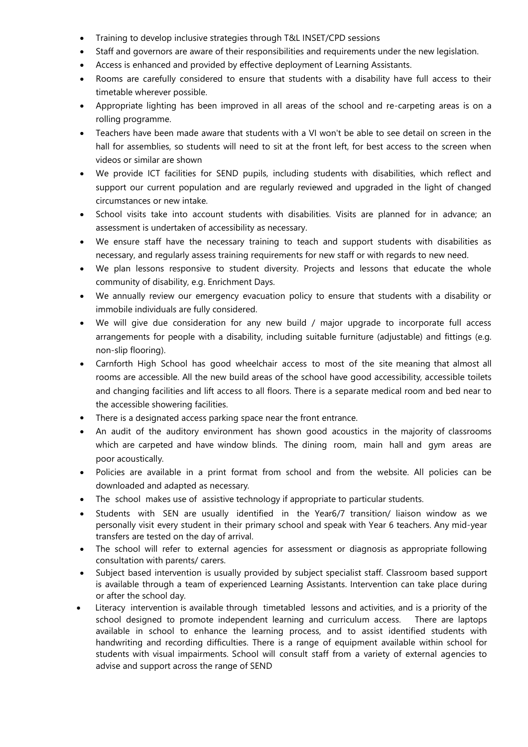- Training to develop inclusive strategies through T&L INSET/CPD sessions
- Staff and governors are aware of their responsibilities and requirements under the new legislation.
- Access is enhanced and provided by effective deployment of Learning Assistants.
- Rooms are carefully considered to ensure that students with a disability have full access to their timetable wherever possible.
- Appropriate lighting has been improved in all areas of the school and re-carpeting areas is on a rolling programme.
- Teachers have been made aware that students with a VI won't be able to see detail on screen in the hall for assemblies, so students will need to sit at the front left, for best access to the screen when videos or similar are shown
- We provide ICT facilities for SEND pupils, including students with disabilities, which reflect and support our current population and are regularly reviewed and upgraded in the light of changed circumstances or new intake.
- School visits take into account students with disabilities. Visits are planned for in advance; an assessment is undertaken of accessibility as necessary.
- We ensure staff have the necessary training to teach and support students with disabilities as necessary, and regularly assess training requirements for new staff or with regards to new need.
- We plan lessons responsive to student diversity. Projects and lessons that educate the whole community of disability, e.g. Enrichment Days.
- We annually review our emergency evacuation policy to ensure that students with a disability or immobile individuals are fully considered.
- We will give due consideration for any new build / major upgrade to incorporate full access arrangements for people with a disability, including suitable furniture (adjustable) and fittings (e.g. non-slip flooring).
- Carnforth High School has good wheelchair access to most of the site meaning that almost all rooms are accessible. All the new build areas of the school have good accessibility, accessible toilets and changing facilities and lift access to all floors. There is a separate medical room and bed near to the accessible showering facilities.
- There is a designated access parking space near the front entrance.
- An audit of the auditory environment has shown good acoustics in the majority of classrooms which are carpeted and have window blinds. The dining room, main hall and gym areas are poor acoustically.
- Policies are available in a print format from school and from the website. All policies can be downloaded and adapted as necessary.
- The school makes use of assistive technology if appropriate to particular students.
- Students with SEN are usually identified in the Year6/7 transition/ liaison window as we personally visit every student in their primary school and speak with Year 6 teachers. Any mid-year transfers are tested on the day of arrival.
- The school will refer to external agencies for assessment or diagnosis as appropriate following consultation with parents/ carers.
- Subject based intervention is usually provided by subject specialist staff. Classroom based support is available through a team of experienced Learning Assistants. Intervention can take place during or after the school day.
- Literacy intervention is available through timetabled lessons and activities, and is a priority of the school designed to promote independent learning and curriculum access. There are laptops available in school to enhance the learning process, and to assist identified students with handwriting and recording difficulties. There is a range of equipment available within school for students with visual impairments. School will consult staff from a variety of external agencies to advise and support across the range of SEND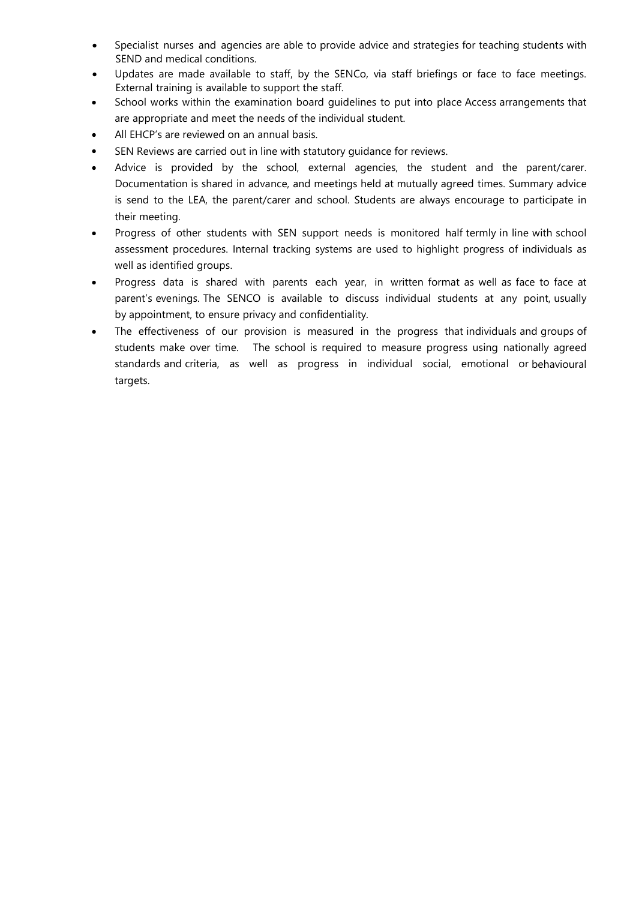- Specialist nurses and agencies are able to provide advice and strategies for teaching students with SEND and medical conditions.
- Updates are made available to staff, by the SENCo, via staff briefings or face to face meetings. External training is available to support the staff.
- School works within the examination board guidelines to put into place Access arrangements that are appropriate and meet the needs of the individual student.
- All EHCP's are reviewed on an annual basis.
- SEN Reviews are carried out in line with statutory guidance for reviews.
- Advice is provided by the school, external agencies, the student and the parent/carer. Documentation is shared in advance, and meetings held at mutually agreed times. Summary advice is send to the LEA, the parent/carer and school. Students are always encourage to participate in their meeting.
- Progress of other students with SEN support needs is monitored half termly in line with school assessment procedures. Internal tracking systems are used to highlight progress of individuals as well as identified groups.
- Progress data is shared with parents each year, in written format as well as face to face at parent's evenings. The SENCO is available to discuss individual students at any point, usually by appointment, to ensure privacy and confidentiality.
- The effectiveness of our provision is measured in the progress that individuals and groups of students make over time. The school is required to measure progress using nationally agreed standards and criteria, as well as progress in individual social, emotional or behavioural targets.